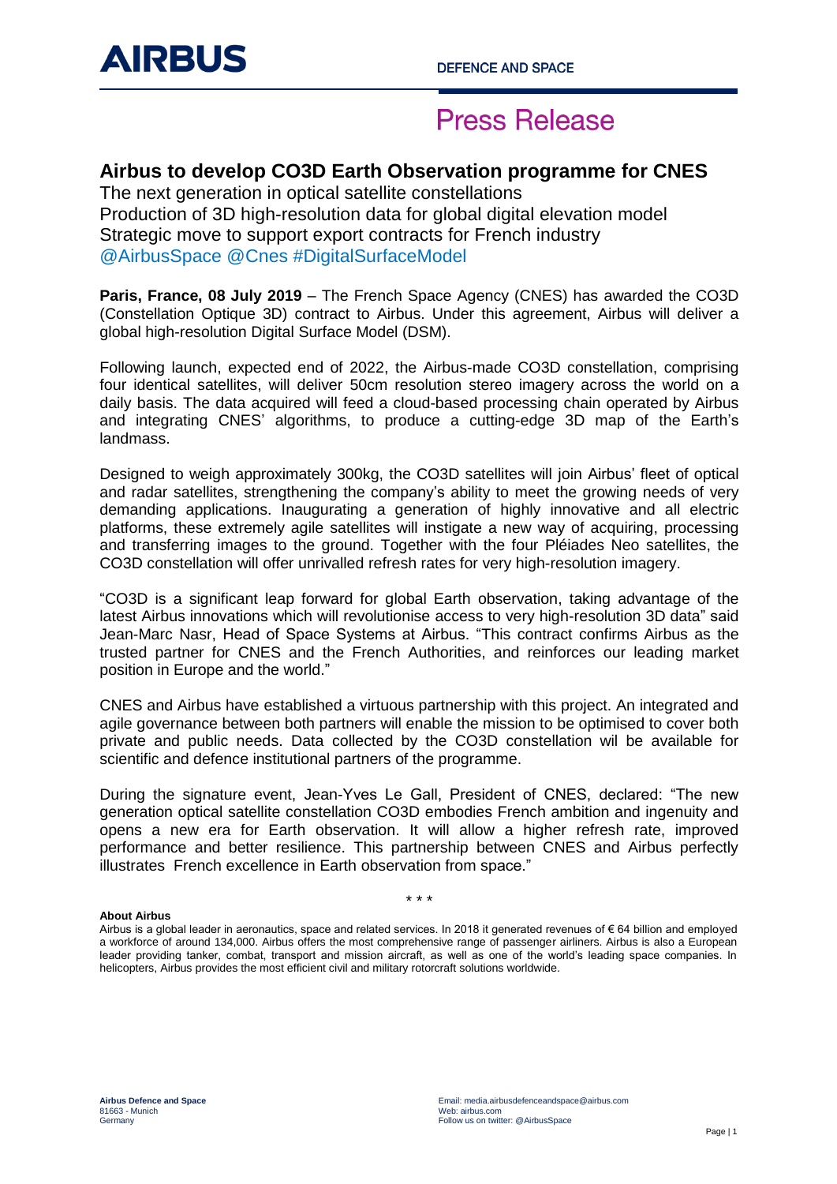# Press Release

## Airbus to develop CO3D Earth Observation programme for CNES

The next generation in optical satellite constellations
Production of 3D high-resolution data for global digital elevation model
Strategic move to support export contracts for French industry
@AirbusSpace @Cnes #DigitalSurfaceModel

**Paris, France, 08 July 2019** – The French Space Agency (CNES) has awarded the CO3D (Constellation Optique 3D) contract to Airbus. Under this agreement, Airbus will deliver a global high-resolution Digital Surface Model (DSM).

Following launch, expected end of 2022, the Airbus-made CO3D constellation, comprising four identical satellites, will deliver 50cm resolution stereo imagery across the world on a daily basis. The data acquired will feed a cloud-based processing chain operated by Airbus and integrating CNES' algorithms, to produce a cutting-edge 3D map of the Earth's landmass.

Designed to weigh approximately 300kg, the CO3D satellites will join Airbus' fleet of optical and radar satellites, strengthening the company's ability to meet the growing needs of very demanding applications. Inaugurating a generation of highly innovative and all electric platforms, these extremely agile satellites will instigate a new way of acquiring, processing and transferring images to the ground. Together with the four Pléiades Neo satellites, the CO3D constellation will offer unrivalled refresh rates for very high-resolution imagery.

"CO3D is a significant leap forward for global Earth observation, taking advantage of the latest Airbus innovations which will revolutionise access to very high-resolution 3D data" said Jean-Marc Nasr, Head of Space Systems at Airbus. "This contract confirms Airbus as the trusted partner for CNES and the French Authorities, and reinforces our leading market position in Europe and the world."

CNES and Airbus have established a virtuous partnership with this project. An integrated and agile governance between both partners will enable the mission to be optimised to cover both private and public needs. Data collected by the CO3D constellation wil be available for scientific and defence institutional partners of the programme.

During the signature event, Jean-Yves Le Gall, President of CNES, declared: "The new generation optical satellite constellation CO3D embodies French ambition and ingenuity and opens a new era for Earth observation. It will allow a higher refresh rate, improved performance and better resilience. This partnership between CNES and Airbus perfectly illustrates French excellence in Earth observation from space."

\* \* \*

**About Airbus**

Airbus is a global leader in aeronautics, space and related services. In 2018 it generated revenues of € 64 billion and employed a workforce of around 134,000. Airbus offers the most comprehensive range of passenger airliners. Airbus is also a European leader providing tanker, combat, transport and mission aircraft, as well as one of the world's leading space companies. In helicopters, Airbus provides the most efficient civil and military rotorcraft solutions worldwide.

**Airbus Defence and Space**
81663 - Munich
Germany

Email: media.airbusdefenceandspace@airbus.com
Web: airbus.com
Follow us on twitter: @AirbusSpace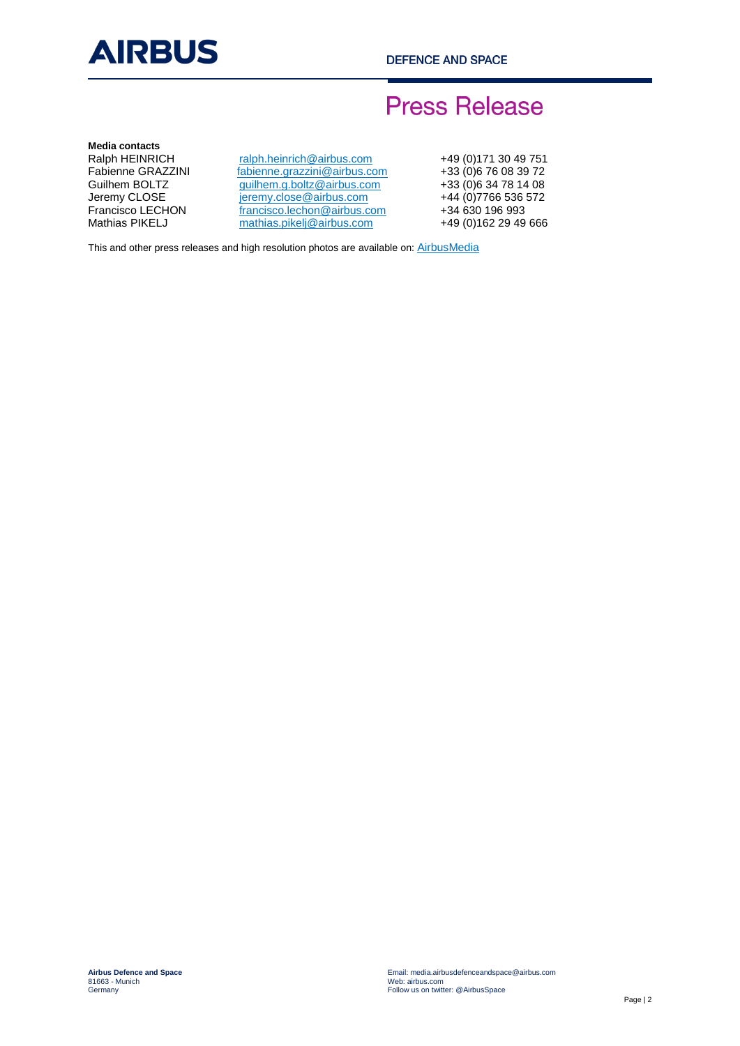**Media contacts**

| | | |
|---|---|---|
| Ralph HEINRICH | ralph.heinrich@airbus.com | +49 (0)171 30 49 751 |
| Fabienne GRAZZINI | fabienne.grazzini@airbus.com | +33 (0)6 76 08 39 72 |
| Guilhem BOLTZ | guilhem.g.boltz@airbus.com | +33 (0)6 34 78 14 08 |
| Jeremy CLOSE | jeremy.close@airbus.com | +44 (0)7766 536 572 |
| Francisco LECHON | francisco.lechon@airbus.com | +34 630 196 993 |
| Mathias PIKELJ | mathias.pikelj@airbus.com | +49 (0)162 29 49 666 |

This and other press releases and high resolution photos are available on: AirbusMedia